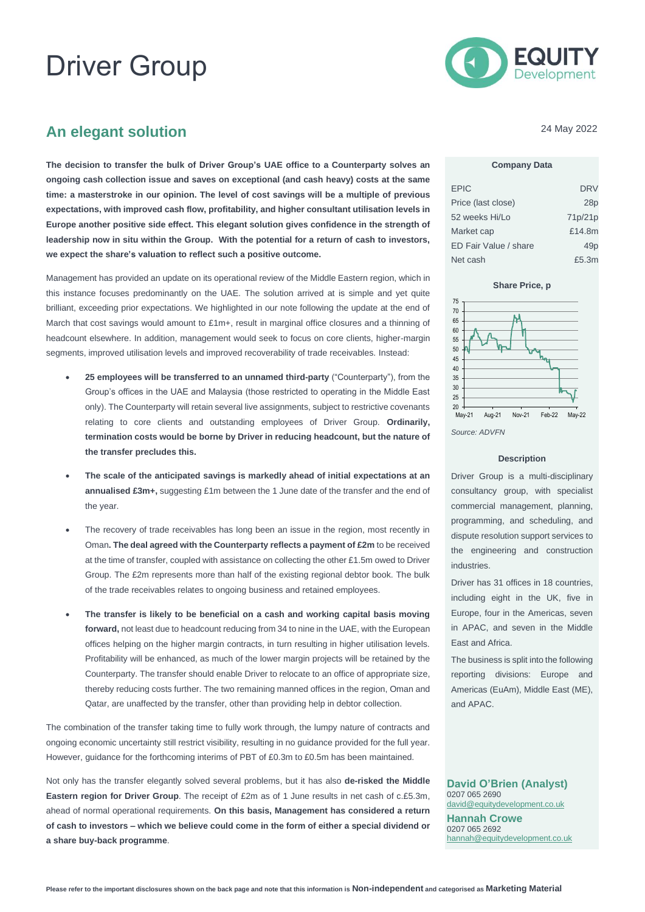# Driver Group

## An elegant solution

24 May 2022

**The decision to transfer the bulk of Driver Group's UAE office to a Counterparty solves an ongoing cash collection issue and saves on exceptional (and cash heavy) costs at the same time: a masterstroke in our opinion. The level of cost savings will be a multiple of previous expectations, with improved cash flow, profitability, and higher consultant utilisation levels in Europe another positive side effect. This elegant solution gives confidence in the strength of leadership now in situ within the Group. With the potential for a return of cash to investors, we expect the share's valuation to reflect such a positive outcome.**

Management has provided an update on its operational review of the Middle Eastern region, which in this instance focuses predominantly on the UAE. The solution arrived at is simple and yet quite brilliant, exceeding prior expectations. We highlighted in our note following the update at the end of March that cost savings would amount to £1m+, result in marginal office closures and a thinning of headcount elsewhere. In addition, management would seek to focus on core clients, higher-margin segments, improved utilisation levels and improved recoverability of trade receivables. Instead:

- **25 employees will be transferred to an unnamed third-party** ("Counterparty"), from the Group's offices in the UAE and Malaysia (those restricted to operating in the Middle East only). The Counterparty will retain several live assignments, subject to restrictive covenants relating to core clients and outstanding employees of Driver Group. **Ordinarily, termination costs would be borne by Driver in reducing headcount, but the nature of the transfer precludes this.**
- **The scale of the anticipated savings is markedly ahead of initial expectations at an annualised £3m+,** suggesting £1m between the 1 June date of the transfer and the end of the year.
- The recovery of trade receivables has long been an issue in the region, most recently in Oman**. The deal agreed with the Counterparty reflects a payment of £2m** to be received at the time of transfer, coupled with assistance on collecting the other £1.5m owed to Driver Group. The £2m represents more than half of the existing regional debtor book. The bulk of the trade receivables relates to ongoing business and retained employees.
- **The transfer is likely to be beneficial on a cash and working capital basis moving forward,** not least due to headcount reducing from 34 to nine in the UAE, with the European offices helping on the higher margin contracts, in turn resulting in higher utilisation levels. Profitability will be enhanced, as much of the lower margin projects will be retained by the Counterparty. The transfer should enable Driver to relocate to an office of appropriate size, thereby reducing costs further. The two remaining manned offices in the region, Oman and Qatar, are unaffected by the transfer, other than providing help in debtor collection.

The combination of the transfer taking time to fully work through, the lumpy nature of contracts and ongoing economic uncertainty still restrict visibility, resulting in no guidance provided for the full year. However, guidance for the forthcoming interims of PBT of £0.3m to £0.5m has been maintained.

Not only has the transfer elegantly solved several problems, but it has also **de-risked the Middle Eastern region for Driver Group**. The receipt of £2m as of 1 June results in net cash of c.£5.3m, ahead of normal operational requirements. **On this basis, Management has considered a return of cash to investors – which we believe could come in the form of either a special dividend or a share buy-back programme**.

**Company Data**

| | |
|---|---|
| EPIC | DRV |
| Price (last close) | 28p |
| 52 weeks Hi/Lo | 71p/21p |
| Market cap | £14.8m |
| ED Fair Value / share | 49p |
| Net cash | £5.3m |

**Share Price, p**

Source: ADVFN

**Description**

Driver Group is a multi-disciplinary consultancy group, with specialist commercial management, planning, programming, and scheduling, and dispute resolution support services to the engineering and construction industries.

Driver has 31 offices in 18 countries, including eight in the UK, five in Europe, four in the Americas, seven in APAC, and seven in the Middle East and Africa.

The business is split into the following reporting divisions: Europe and Americas (EuAm), Middle East (ME), and APAC.

**David O'Brien (Analyst)**
0207 065 2690
david@equitydevelopment.co.uk

**Hannah Crowe**
0207 065 2692
hannah@equitydevelopment.co.uk

Please refer to the important disclosures shown on the back page and note that this information is **Non-independent** and categorised as **Marketing Material**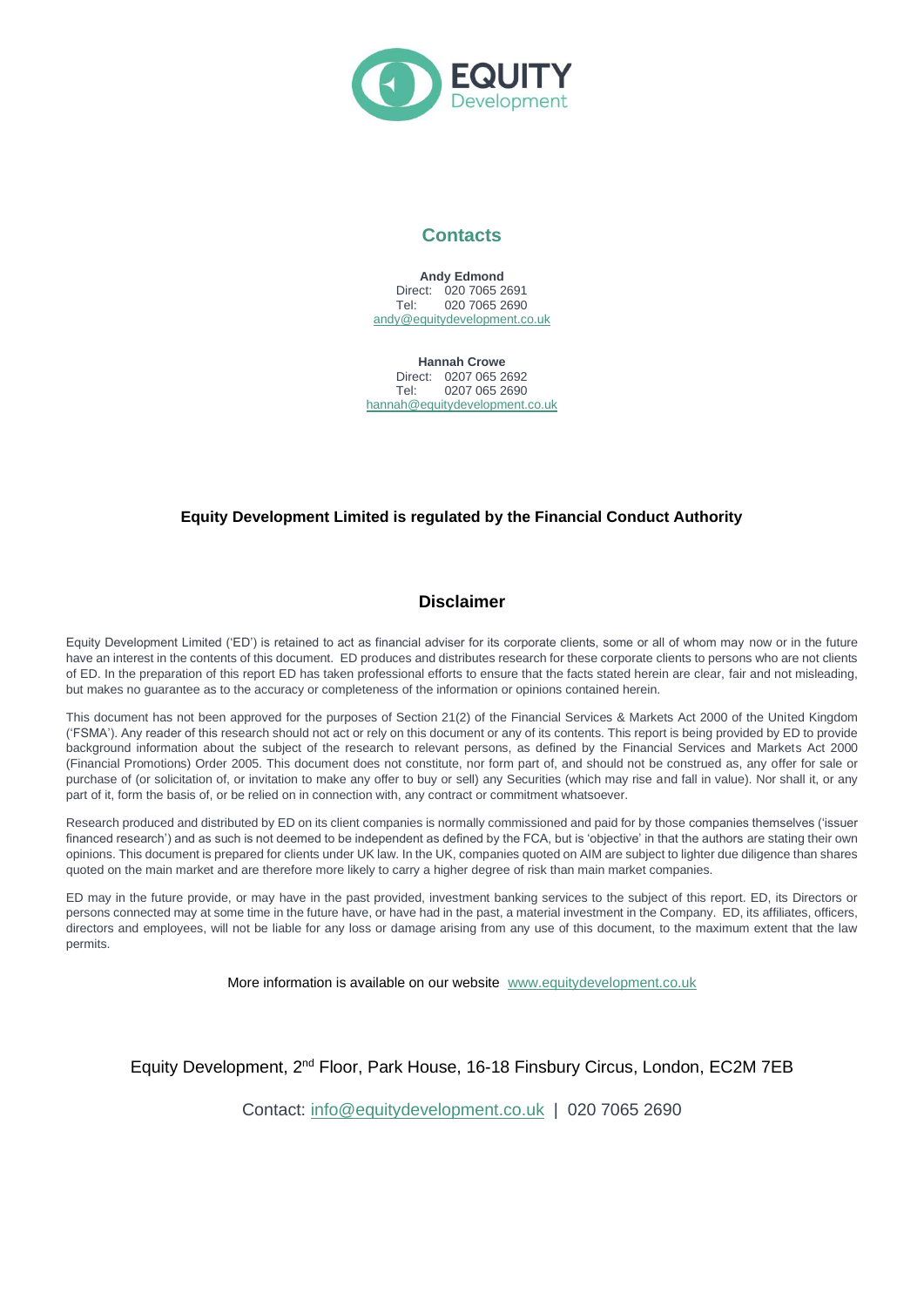## Contacts

**Andy Edmond**
Direct: 020 7065 2691
Tel: 020 7065 2690
andy@equitydevelopment.co.uk

**Hannah Crowe**
Direct: 0207 065 2692
Tel: 0207 065 2690
hannah@equitydevelopment.co.uk

**Equity Development Limited is regulated by the Financial Conduct Authority**

## Disclaimer

Equity Development Limited ('ED') is retained to act as financial adviser for its corporate clients, some or all of whom may now or in the future have an interest in the contents of this document. ED produces and distributes research for these corporate clients to persons who are not clients of ED. In the preparation of this report ED has taken professional efforts to ensure that the facts stated herein are clear, fair and not misleading, but makes no guarantee as to the accuracy or completeness of the information or opinions contained herein.

This document has not been approved for the purposes of Section 21(2) of the Financial Services & Markets Act 2000 of the United Kingdom ('FSMA'). Any reader of this research should not act or rely on this document or any of its contents. This report is being provided by ED to provide background information about the subject of the research to relevant persons, as defined by the Financial Services and Markets Act 2000 (Financial Promotions) Order 2005. This document does not constitute, nor form part of, and should not be construed as, any offer for sale or purchase of (or solicitation of, or invitation to make any offer to buy or sell) any Securities (which may rise and fall in value). Nor shall it, or any part of it, form the basis of, or be relied on in connection with, any contract or commitment whatsoever.

Research produced and distributed by ED on its client companies is normally commissioned and paid for by those companies themselves ('issuer financed research') and as such is not deemed to be independent as defined by the FCA, but is 'objective' in that the authors are stating their own opinions. This document is prepared for clients under UK law. In the UK, companies quoted on AIM are subject to lighter due diligence than shares quoted on the main market and are therefore more likely to carry a higher degree of risk than main market companies.

ED may in the future provide, or may have in the past provided, investment banking services to the subject of this report. ED, its Directors or persons connected may at some time in the future have, or have had in the past, a material investment in the Company. ED, its affiliates, officers, directors and employees, will not be liable for any loss or damage arising from any use of this document, to the maximum extent that the law permits.

More information is available on our website www.equitydevelopment.co.uk

Equity Development, 2nd Floor, Park House, 16-18 Finsbury Circus, London, EC2M 7EB

Contact: info@equitydevelopment.co.uk | 020 7065 2690